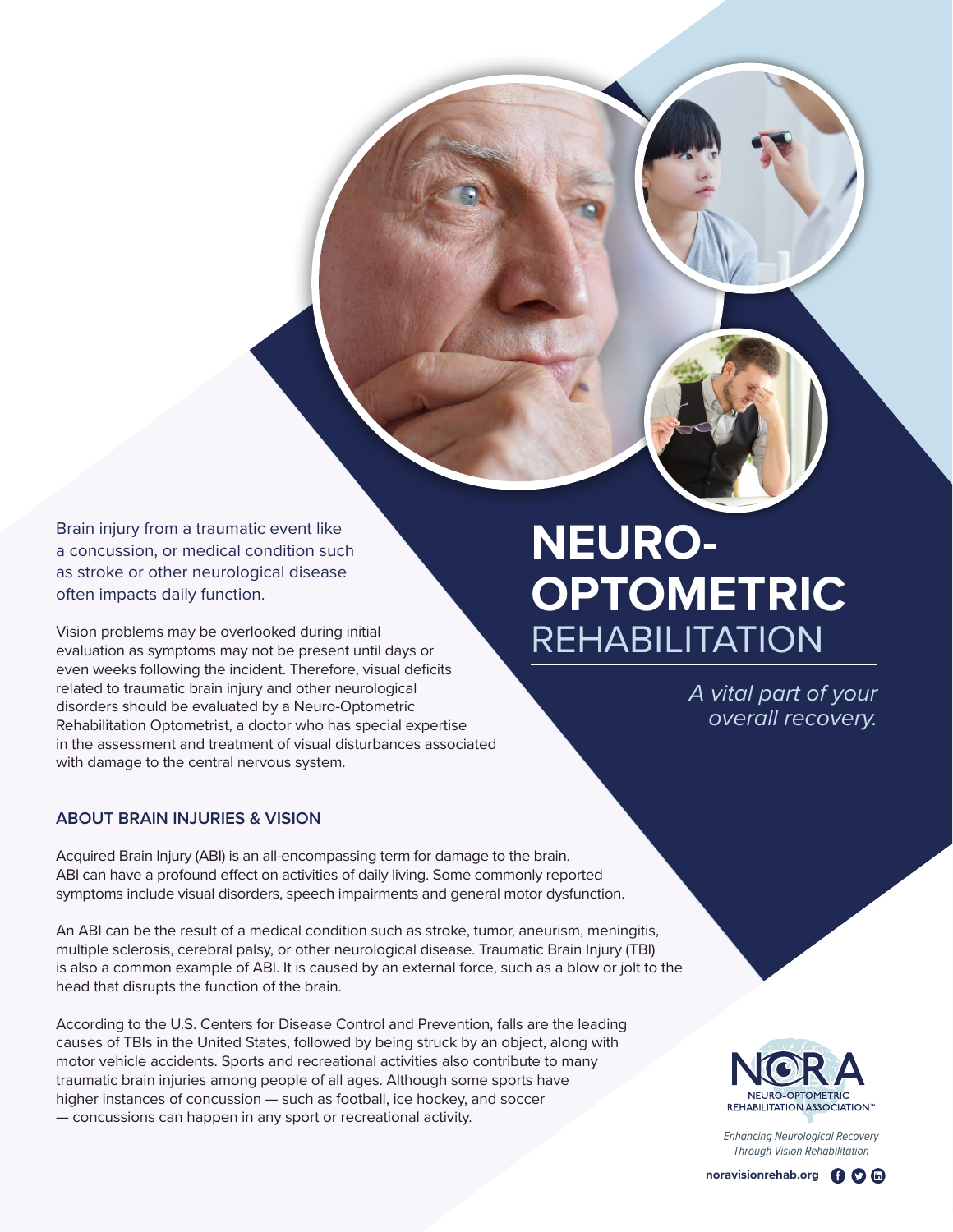# NEURO-OPTOMETRIC REHABILITATION

*A vital part of your overall recovery.*

Brain injury from a traumatic event like a concussion, or medical condition such as stroke or other neurological disease often impacts daily function.

Vision problems may be overlooked during initial evaluation as symptoms may not be present until days or even weeks following the incident. Therefore, visual deficits related to traumatic brain injury and other neurological disorders should be evaluated by a Neuro-Optometric Rehabilitation Optometrist, a doctor who has special expertise in the assessment and treatment of visual disturbances associated with damage to the central nervous system.

## ABOUT BRAIN INJURIES & VISION

Acquired Brain Injury (ABI) is an all-encompassing term for damage to the brain. ABI can have a profound effect on activities of daily living. Some commonly reported symptoms include visual disorders, speech impairments and general motor dysfunction.

An ABI can be the result of a medical condition such as stroke, tumor, aneurism, meningitis, multiple sclerosis, cerebral palsy, or other neurological disease. Traumatic Brain Injury (TBI) is also a common example of ABI. It is caused by an external force, such as a blow or jolt to the head that disrupts the function of the brain.

According to the U.S. Centers for Disease Control and Prevention, falls are the leading causes of TBIs in the United States, followed by being struck by an object, along with motor vehicle accidents. Sports and recreational activities also contribute to many traumatic brain injuries among people of all ages. Although some sports have higher instances of concussion — such as football, ice hockey, and soccer — concussions can happen in any sport or recreational activity.

NORA
NEURO-OPTOMETRIC REHABILITATION ASSOCIATION™

*Enhancing Neurological Recovery Through Vision Rehabilitation*

**noravisionrehab.org**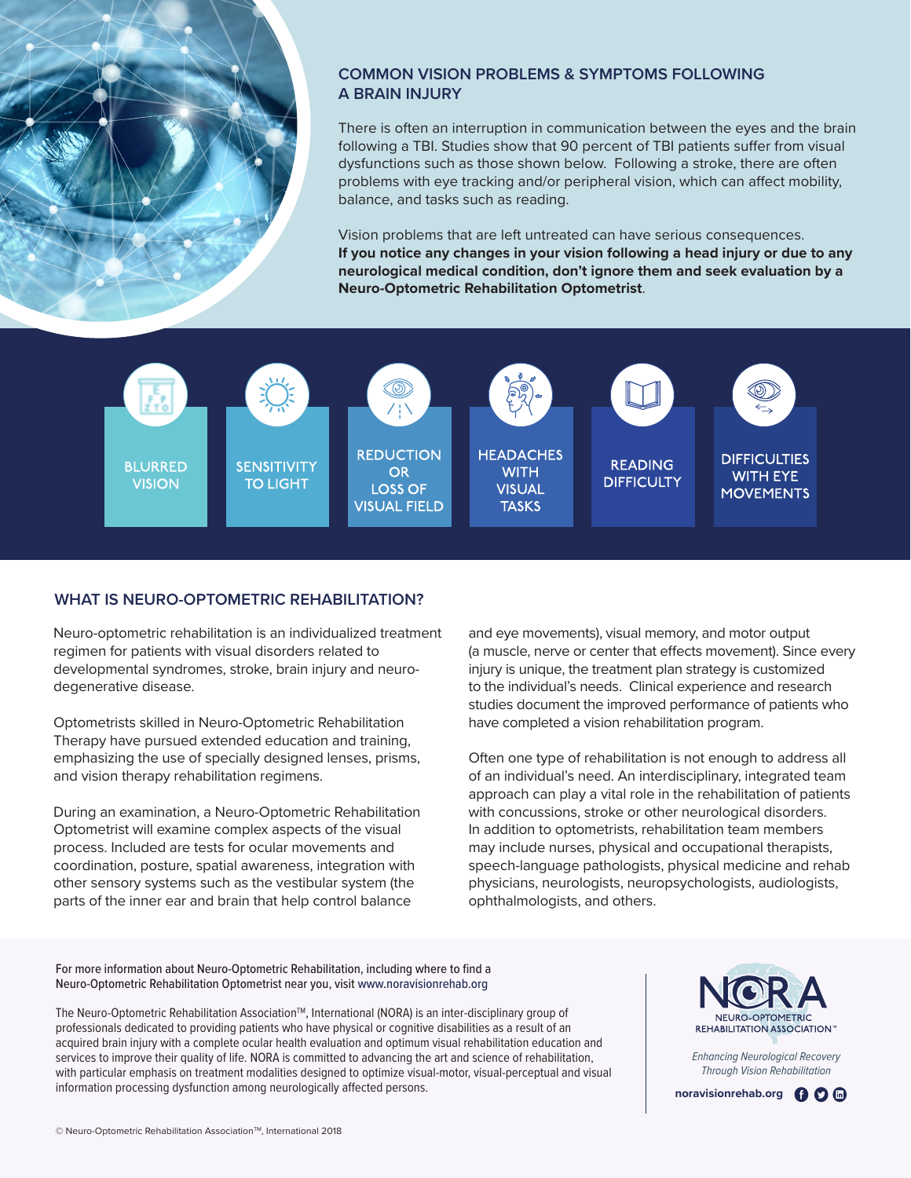## COMMON VISION PROBLEMS & SYMPTOMS FOLLOWING A BRAIN INJURY

There is often an interruption in communication between the eyes and the brain following a TBI. Studies show that 90 percent of TBI patients suffer from visual dysfunctions such as those shown below. Following a stroke, there are often problems with eye tracking and/or peripheral vision, which can affect mobility, balance, and tasks such as reading.

Vision problems that are left untreated can have serious consequences. **If you notice any changes in your vision following a head injury or due to any neurological medical condition, don't ignore them and seek evaluation by a Neuro-Optometric Rehabilitation Optometrist**.

- BLURRED VISION
- SENSITIVITY TO LIGHT
- REDUCTION OR LOSS OF VISUAL FIELD
- HEADACHES WITH VISUAL TASKS
- READING DIFFICULTY
- DIFFICULTIES WITH EYE MOVEMENTS

## WHAT IS NEURO-OPTOMETRIC REHABILITATION?

Neuro-optometric rehabilitation is an individualized treatment regimen for patients with visual disorders related to developmental syndromes, stroke, brain injury and neuro-degenerative disease.

Optometrists skilled in Neuro-Optometric Rehabilitation Therapy have pursued extended education and training, emphasizing the use of specially designed lenses, prisms, and vision therapy rehabilitation regimens.

During an examination, a Neuro-Optometric Rehabilitation Optometrist will examine complex aspects of the visual process. Included are tests for ocular movements and coordination, posture, spatial awareness, integration with other sensory systems such as the vestibular system (the parts of the inner ear and brain that help control balance and eye movements), visual memory, and motor output (a muscle, nerve or center that effects movement). Since every injury is unique, the treatment plan strategy is customized to the individual's needs. Clinical experience and research studies document the improved performance of patients who have completed a vision rehabilitation program.

Often one type of rehabilitation is not enough to address all of an individual's need. An interdisciplinary, integrated team approach can play a vital role in the rehabilitation of patients with concussions, stroke or other neurological disorders. In addition to optometrists, rehabilitation team members may include nurses, physical and occupational therapists, speech-language pathologists, physical medicine and rehab physicians, neurologists, neuropsychologists, audiologists, ophthalmologists, and others.

For more information about Neuro-Optometric Rehabilitation, including where to find a Neuro-Optometric Rehabilitation Optometrist near you, visit www.noravisionrehab.org

The Neuro-Optometric Rehabilitation Association™, International (NORA) is an inter-disciplinary group of professionals dedicated to providing patients who have physical or cognitive disabilities as a result of an acquired brain injury with a complete ocular health evaluation and optimum visual rehabilitation education and services to improve their quality of life. NORA is committed to advancing the art and science of rehabilitation, with particular emphasis on treatment modalities designed to optimize visual-motor, visual-perceptual and visual information processing dysfunction among neurologically affected persons.

NORA
NEURO-OPTOMETRIC REHABILITATION ASSOCIATION™

*Enhancing Neurological Recovery Through Vision Rehabilitation*

noravisionrehab.org

© Neuro-Optometric Rehabilitation Association™, International 2018